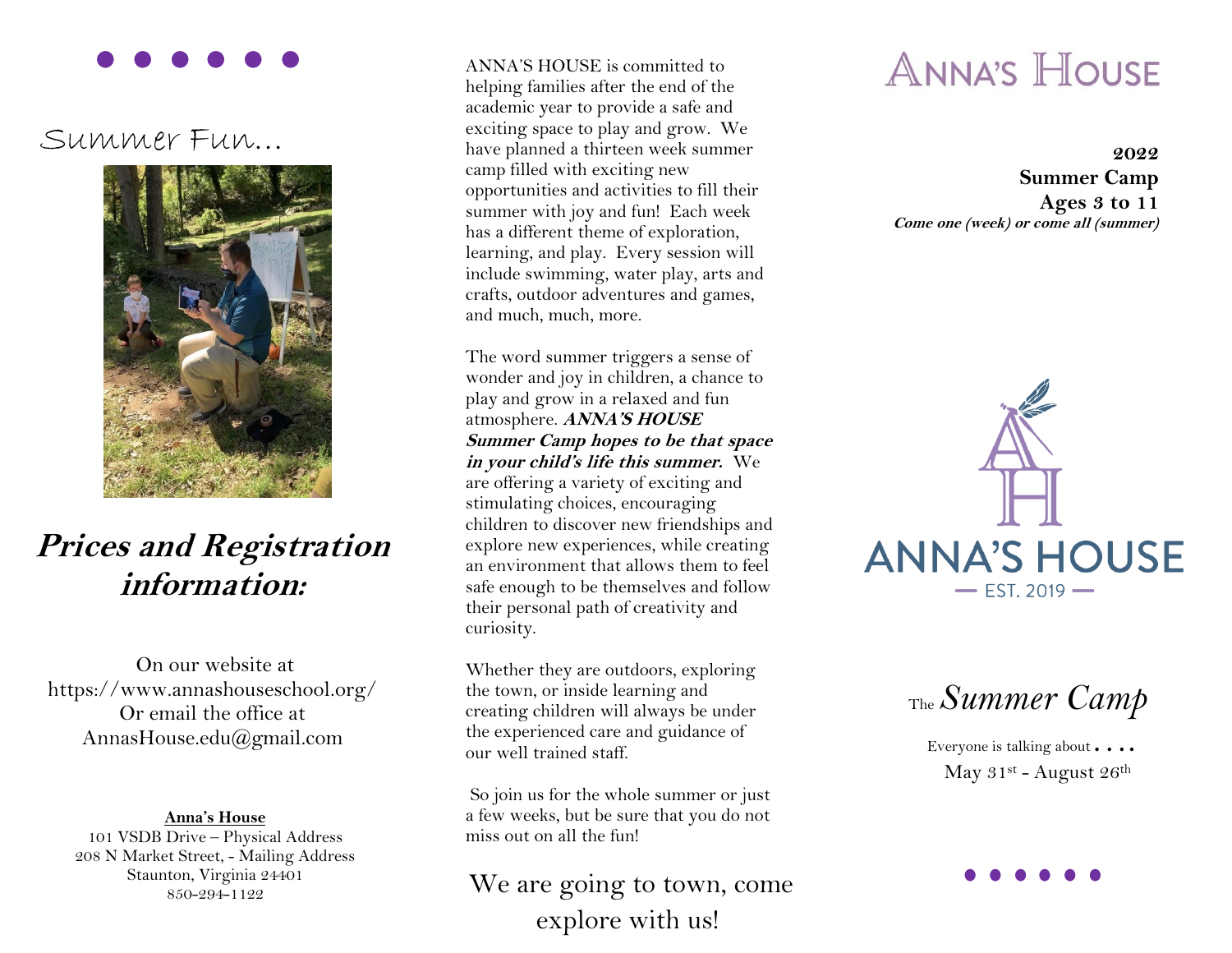## Summer Fun…

## *Prices and Registration information:*

On our website at
https://www.annashouseschool.org/
Or email the office at
AnnasHouse.edu@gmail.com

**Anna's House**
101 VSDB Drive – Physical Address
208 N Market Street, - Mailing Address
Staunton, Virginia 24401
850-294-1122

ANNA'S HOUSE is committed to helping families after the end of the academic year to provide a safe and exciting space to play and grow. We have planned a thirteen week summer camp filled with exciting new opportunities and activities to fill their summer with joy and fun! Each week has a different theme of exploration, learning, and play. Every session will include swimming, water play, arts and crafts, outdoor adventures and games, and much, much, more.

The word summer triggers a sense of wonder and joy in children, a chance to play and grow in a relaxed and fun atmosphere. ***ANNA'S HOUSE Summer Camp hopes to be that space in your child's life this summer.*** We are offering a variety of exciting and stimulating choices, encouraging children to discover new friendships and explore new experiences, while creating an environment that allows them to feel safe enough to be themselves and follow their personal path of creativity and curiosity.

Whether they are outdoors, exploring the town, or inside learning and creating children will always be under the experienced care and guidance of our well trained staff.

So join us for the whole summer or just a few weeks, but be sure that you do not miss out on all the fun!

We are going to town, come explore with us!

# Anna's House

***2022***
**Summer Camp**
**Ages 3 to 11**
***Come one (week) or come all (summer)***

ANNA'S HOUSE
— EST. 2019 —

The *Summer Camp*

Everyone is talking about . . . .
May 31st - August 26th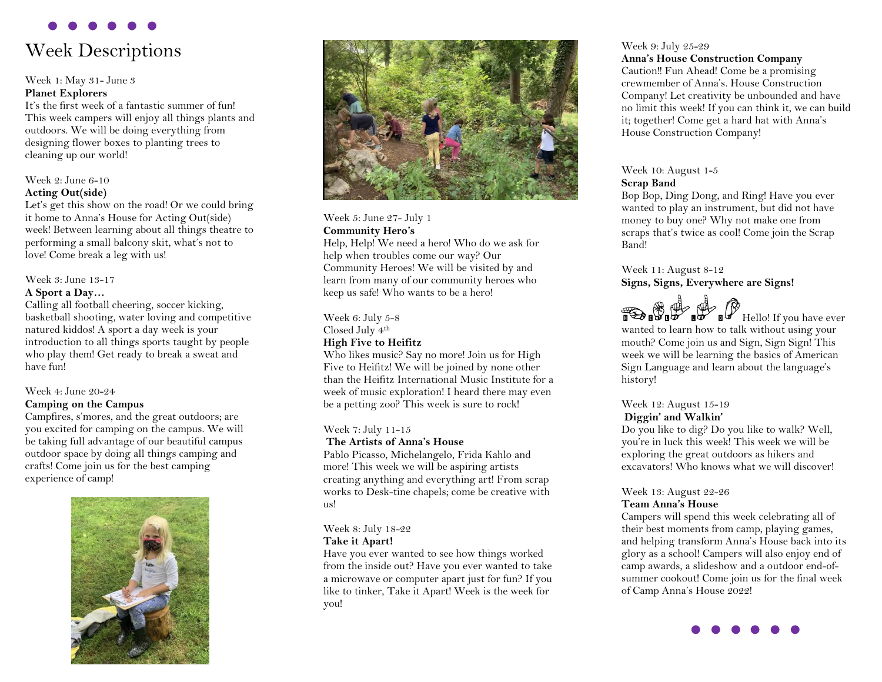# Week Descriptions

Week 1: May 31- June 3
**Planet Explorers**
It's the first week of a fantastic summer of fun! This week campers will enjoy all things plants and outdoors. We will be doing everything from designing flower boxes to planting trees to cleaning up our world!

Week 2: June 6-10
**Acting Out(side)**
Let's get this show on the road! Or we could bring it home to Anna's House for Acting Out(side) week! Between learning about all things theatre to performing a small balcony skit, what's not to love! Come break a leg with us!

Week 3: June 13-17
**A Sport a Day…**
Calling all football cheering, soccer kicking, basketball shooting, water loving and competitive natured kiddos! A sport a day week is your introduction to all things sports taught by people who play them! Get ready to break a sweat and have fun!

Week 4: June 20-24
**Camping on the Campus**
Campfires, s'mores, and the great outdoors; are you excited for camping on the campus. We will be taking full advantage of our beautiful campus outdoor space by doing all things camping and crafts! Come join us for the best camping experience of camp!

Week 5: June 27- July 1
**Community Hero's**
Help, Help! We need a hero! Who do we ask for help when troubles come our way? Our Community Heroes! We will be visited by and learn from many of our community heroes who keep us safe! Who wants to be a hero!

Week 6: July 5-8
Closed July 4th
**High Five to Heifitz**
Who likes music? Say no more! Join us for High Five to Heifitz! We will be joined by none other than the Heifitz International Music Institute for a week of music exploration! I heard there may even be a petting zoo? This week is sure to rock!

Week 7: July 11-15
**The Artists of Anna's House**
Pablo Picasso, Michelangelo, Frida Kahlo and more! This week we will be aspiring artists creating anything and everything art! From scrap works to Desk-tine chapels; come be creative with us!

Week 8: July 18-22
**Take it Apart!**
Have you ever wanted to see how things worked from the inside out? Have you ever wanted to take a microwave or computer apart just for fun? If you like to tinker, Take it Apart! Week is the week for you!

Week 9: July 25-29
**Anna's House Construction Company**
Caution!! Fun Ahead! Come be a promising crewmember of Anna's. House Construction Company! Let creativity be unbounded and have no limit this week! If you can think it, we can build it; together! Come get a hard hat with Anna's House Construction Company!

Week 10: August 1-5
**Scrap Band**
Bop Bop, Ding Dong, and Ring! Have you ever wanted to play an instrument, but did not have money to buy one? Why not make one from scraps that's twice as cool! Come join the Scrap Band!

Week 11: August 8-12
**Signs, Signs, Everywhere are Signs!**
Hello! If you have ever wanted to learn how to talk without using your mouth? Come join us and Sign, Sign Sign! This week we will be learning the basics of American Sign Language and learn about the language's history!

Week 12: August 15-19
**Diggin' and Walkin'**
Do you like to dig? Do you like to walk? Well, you're in luck this week! This week we will be exploring the great outdoors as hikers and excavators! Who knows what we will discover!

Week 13: August 22-26
**Team Anna's House**
Campers will spend this week celebrating all of their best moments from camp, playing games, and helping transform Anna's House back into its glory as a school! Campers will also enjoy end of camp awards, a slideshow and a outdoor end-of-summer cookout! Come join us for the final week of Camp Anna's House 2022!